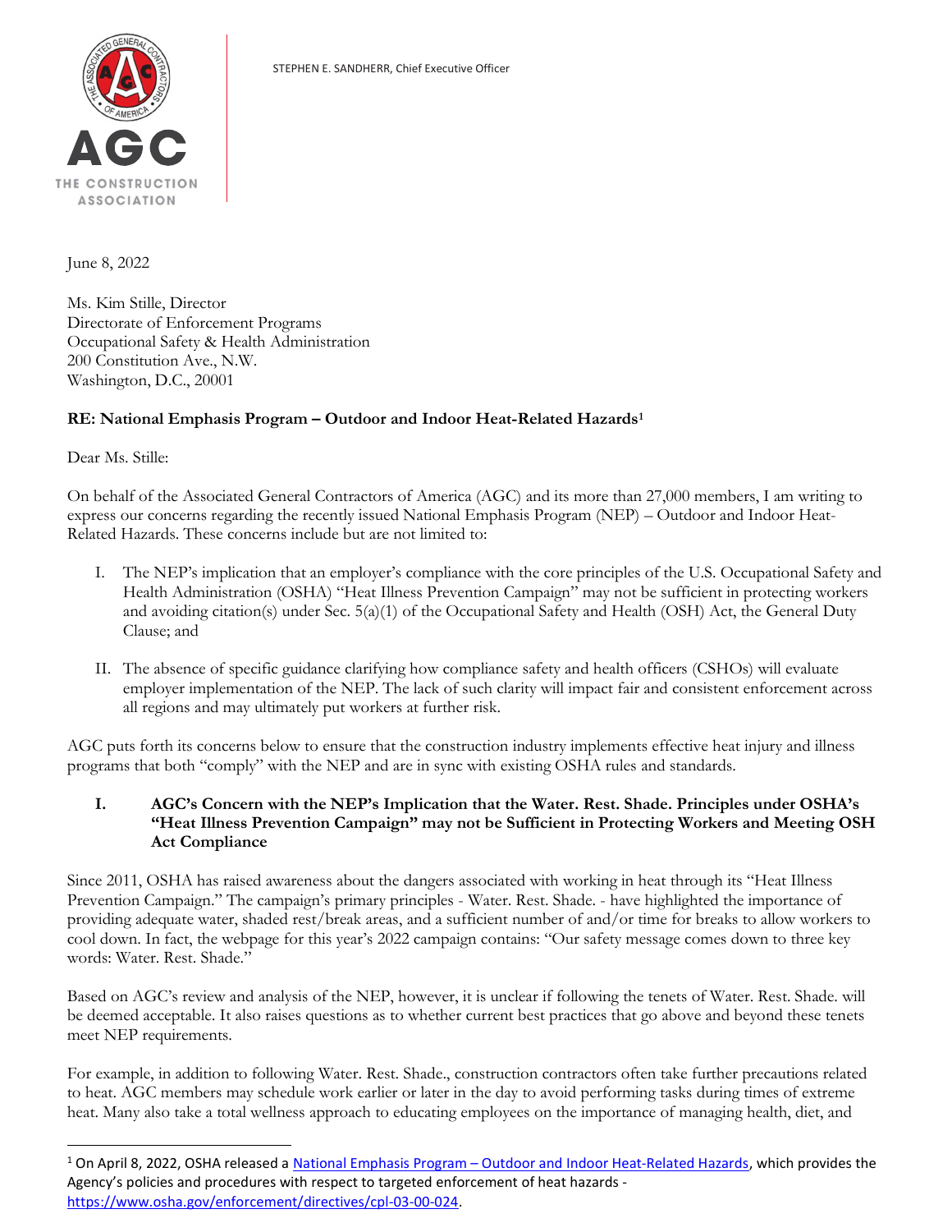AGC THE CONSTRUCTION ASSOCIATION

STEPHEN E. SANDHERR, Chief Executive Officer

June 8, 2022

Ms. Kim Stille, Director
Directorate of Enforcement Programs
Occupational Safety & Health Administration
200 Constitution Ave., N.W.
Washington, D.C., 20001

**RE: National Emphasis Program – Outdoor and Indoor Heat-Related Hazards[1]**

Dear Ms. Stille:

On behalf of the Associated General Contractors of America (AGC) and its more than 27,000 members, I am writing to express our concerns regarding the recently issued National Emphasis Program (NEP) – Outdoor and Indoor Heat-Related Hazards. These concerns include but are not limited to:

I. The NEP's implication that an employer's compliance with the core principles of the U.S. Occupational Safety and Health Administration (OSHA) "Heat Illness Prevention Campaign" may not be sufficient in protecting workers and avoiding citation(s) under Sec. 5(a)(1) of the Occupational Safety and Health (OSH) Act, the General Duty Clause; and

II. The absence of specific guidance clarifying how compliance safety and health officers (CSHOs) will evaluate employer implementation of the NEP. The lack of such clarity will impact fair and consistent enforcement across all regions and may ultimately put workers at further risk.

AGC puts forth its concerns below to ensure that the construction industry implements effective heat injury and illness programs that both "comply" with the NEP and are in sync with existing OSHA rules and standards.

## I. AGC's Concern with the NEP's Implication that the Water. Rest. Shade. Principles under OSHA's "Heat Illness Prevention Campaign" may not be Sufficient in Protecting Workers and Meeting OSH Act Compliance

Since 2011, OSHA has raised awareness about the dangers associated with working in heat through its "Heat Illness Prevention Campaign." The campaign's primary principles - Water. Rest. Shade. - have highlighted the importance of providing adequate water, shaded rest/break areas, and a sufficient number of and/or time for breaks to allow workers to cool down. In fact, the webpage for this year's 2022 campaign contains: "Our safety message comes down to three key words: Water. Rest. Shade."

Based on AGC's review and analysis of the NEP, however, it is unclear if following the tenets of Water. Rest. Shade. will be deemed acceptable. It also raises questions as to whether current best practices that go above and beyond these tenets meet NEP requirements.

For example, in addition to following Water. Rest. Shade., construction contractors often take further precautions related to heat. AGC members may schedule work earlier or later in the day to avoid performing tasks during times of extreme heat. Many also take a total wellness approach to educating employees on the importance of managing health, diet, and

---

[1] On April 8, 2022, OSHA released a [National Emphasis Program – Outdoor and Indoor Heat-Related Hazards](https://www.osha.gov/enforcement/directives/cpl-03-00-024), which provides the Agency's policies and procedures with respect to targeted enforcement of heat hazards - https://www.osha.gov/enforcement/directives/cpl-03-00-024.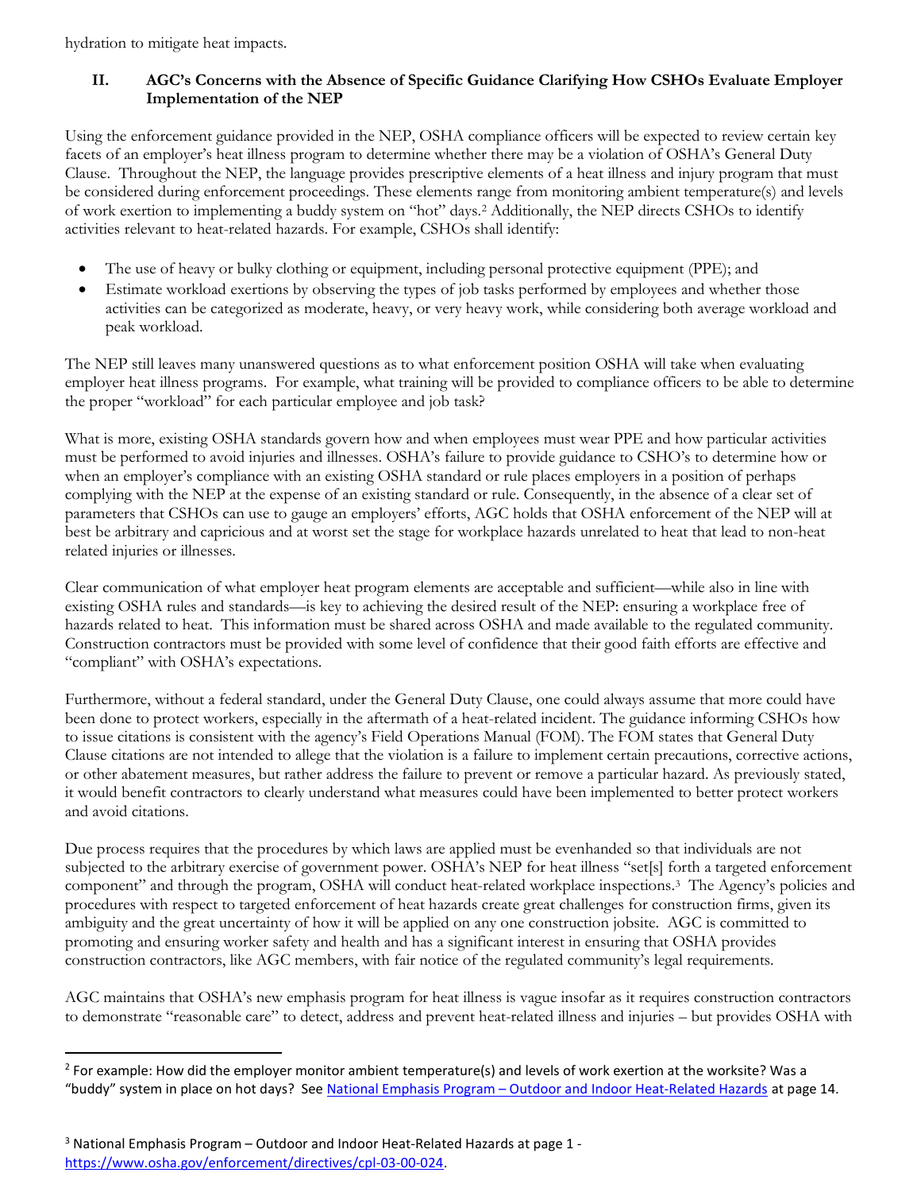hydration to mitigate heat impacts.

## II. AGC's Concerns with the Absence of Specific Guidance Clarifying How CSHOs Evaluate Employer Implementation of the NEP

Using the enforcement guidance provided in the NEP, OSHA compliance officers will be expected to review certain key facets of an employer's heat illness program to determine whether there may be a violation of OSHA's General Duty Clause. Throughout the NEP, the language provides prescriptive elements of a heat illness and injury program that must be considered during enforcement proceedings. These elements range from monitoring ambient temperature(s) and levels of work exertion to implementing a buddy system on "hot" days.[2] Additionally, the NEP directs CSHOs to identify activities relevant to heat-related hazards. For example, CSHOs shall identify:

- The use of heavy or bulky clothing or equipment, including personal protective equipment (PPE); and
- Estimate workload exertions by observing the types of job tasks performed by employees and whether those activities can be categorized as moderate, heavy, or very heavy work, while considering both average workload and peak workload.

The NEP still leaves many unanswered questions as to what enforcement position OSHA will take when evaluating employer heat illness programs. For example, what training will be provided to compliance officers to be able to determine the proper "workload" for each particular employee and job task?

What is more, existing OSHA standards govern how and when employees must wear PPE and how particular activities must be performed to avoid injuries and illnesses. OSHA's failure to provide guidance to CSHO's to determine how or when an employer's compliance with an existing OSHA standard or rule places employers in a position of perhaps complying with the NEP at the expense of an existing standard or rule. Consequently, in the absence of a clear set of parameters that CSHOs can use to gauge an employers' efforts, AGC holds that OSHA enforcement of the NEP will at best be arbitrary and capricious and at worst set the stage for workplace hazards unrelated to heat that lead to non-heat related injuries or illnesses.

Clear communication of what employer heat program elements are acceptable and sufficient—while also in line with existing OSHA rules and standards—is key to achieving the desired result of the NEP: ensuring a workplace free of hazards related to heat. This information must be shared across OSHA and made available to the regulated community. Construction contractors must be provided with some level of confidence that their good faith efforts are effective and "compliant" with OSHA's expectations.

Furthermore, without a federal standard, under the General Duty Clause, one could always assume that more could have been done to protect workers, especially in the aftermath of a heat-related incident. The guidance informing CSHOs how to issue citations is consistent with the agency's Field Operations Manual (FOM). The FOM states that General Duty Clause citations are not intended to allege that the violation is a failure to implement certain precautions, corrective actions, or other abatement measures, but rather address the failure to prevent or remove a particular hazard. As previously stated, it would benefit contractors to clearly understand what measures could have been implemented to better protect workers and avoid citations.

Due process requires that the procedures by which laws are applied must be evenhanded so that individuals are not subjected to the arbitrary exercise of government power. OSHA's NEP for heat illness "set[s] forth a targeted enforcement component" and through the program, OSHA will conduct heat-related workplace inspections.[3] The Agency's policies and procedures with respect to targeted enforcement of heat hazards create great challenges for construction firms, given its ambiguity and the great uncertainty of how it will be applied on any one construction jobsite. AGC is committed to promoting and ensuring worker safety and health and has a significant interest in ensuring that OSHA provides construction contractors, like AGC members, with fair notice of the regulated community's legal requirements.

AGC maintains that OSHA's new emphasis program for heat illness is vague insofar as it requires construction contractors to demonstrate "reasonable care" to detect, address and prevent heat-related illness and injuries – but provides OSHA with

---

[2] For example: How did the employer monitor ambient temperature(s) and levels of work exertion at the worksite? Was a "buddy" system in place on hot days? See [National Emphasis Program – Outdoor and Indoor Heat-Related Hazards](https://www.osha.gov/enforcement/directives/cpl-03-00-024) at page 14.

[3] National Emphasis Program – Outdoor and Indoor Heat-Related Hazards at page 1 - https://www.osha.gov/enforcement/directives/cpl-03-00-024.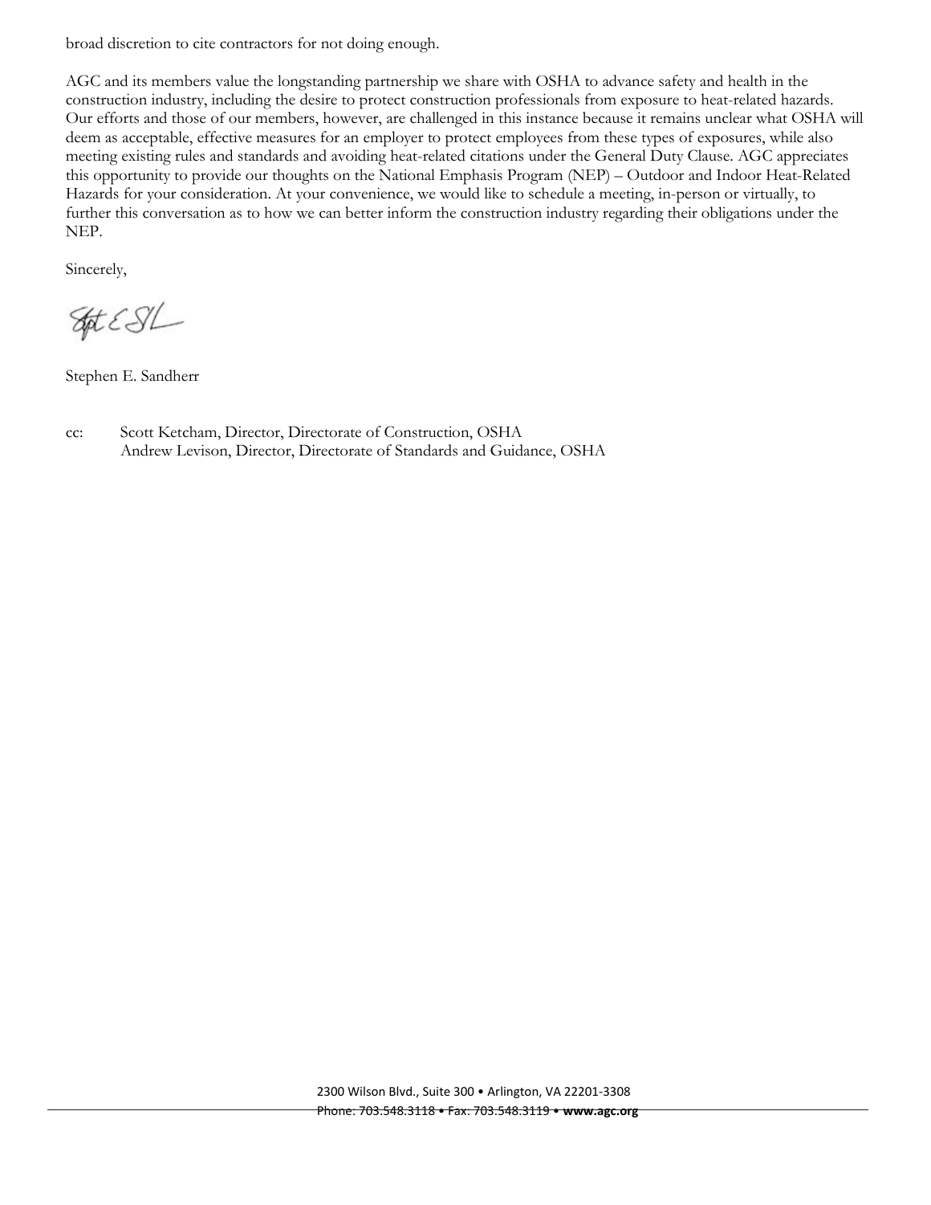broad discretion to cite contractors for not doing enough.

AGC and its members value the longstanding partnership we share with OSHA to advance safety and health in the construction industry, including the desire to protect construction professionals from exposure to heat-related hazards. Our efforts and those of our members, however, are challenged in this instance because it remains unclear what OSHA will deem as acceptable, effective measures for an employer to protect employees from these types of exposures, while also meeting existing rules and standards and avoiding heat-related citations under the General Duty Clause. AGC appreciates this opportunity to provide our thoughts on the National Emphasis Program (NEP) – Outdoor and Indoor Heat-Related Hazards for your consideration. At your convenience, we would like to schedule a meeting, in-person or virtually, to further this conversation as to how we can better inform the construction industry regarding their obligations under the NEP.

Sincerely,

Stephen E. Sandherr

cc: Scott Ketcham, Director, Directorate of Construction, OSHA
Andrew Levison, Director, Directorate of Standards and Guidance, OSHA

2300 Wilson Blvd., Suite 300 • Arlington, VA 22201-3308
Phone: 703.548.3118 • Fax: 703.548.3119 • **www.agc.org**